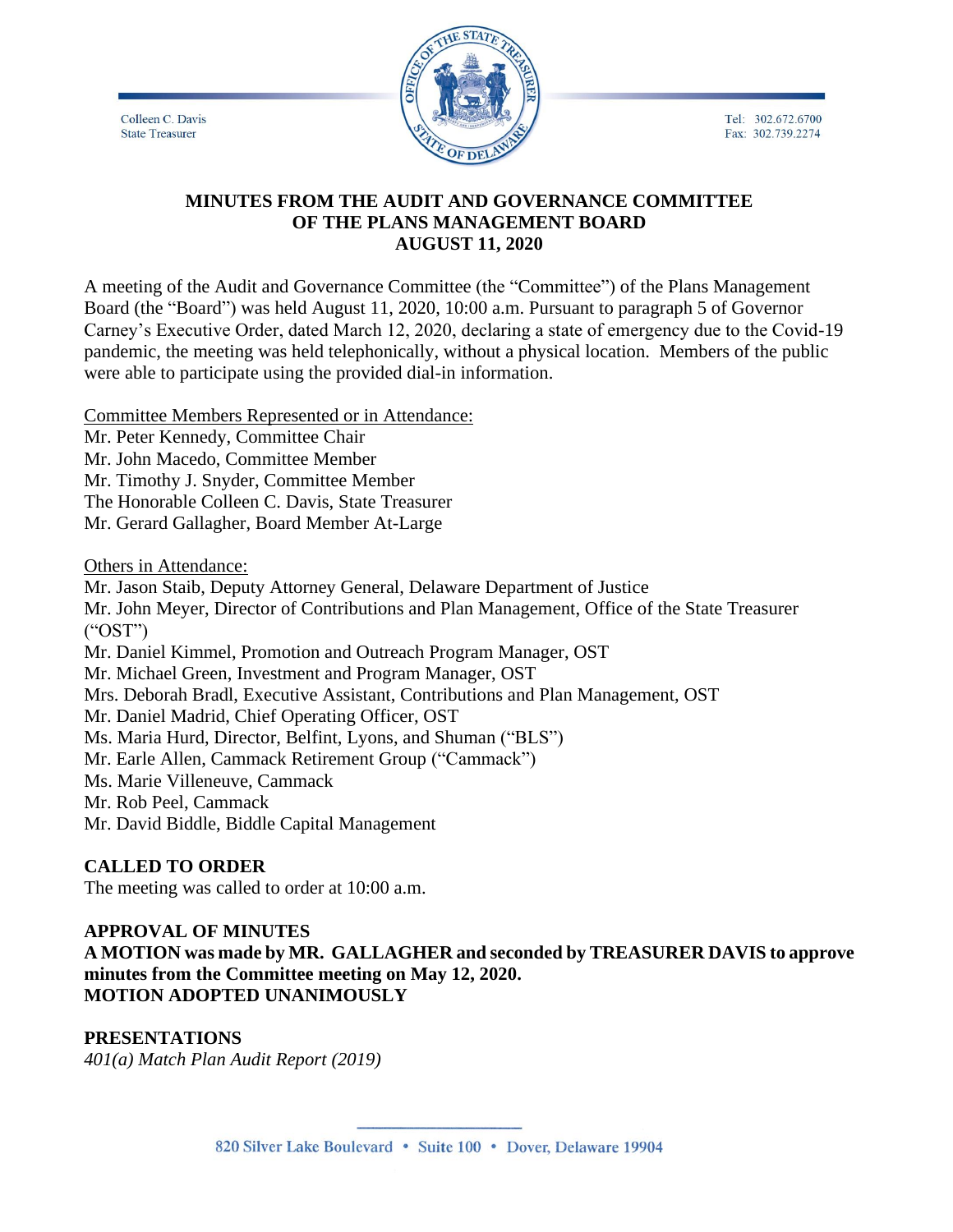Colleen C. Davis
State Treasurer

Tel: 302.672.6700
Fax: 302.739.2274

# MINUTES FROM THE AUDIT AND GOVERNANCE COMMITTEE OF THE PLANS MANAGEMENT BOARD AUGUST 11, 2020

A meeting of the Audit and Governance Committee (the "Committee") of the Plans Management Board (the "Board") was held August 11, 2020, 10:00 a.m. Pursuant to paragraph 5 of Governor Carney's Executive Order, dated March 12, 2020, declaring a state of emergency due to the Covid-19 pandemic, the meeting was held telephonically, without a physical location. Members of the public were able to participate using the provided dial-in information.

Committee Members Represented or in Attendance:
Mr. Peter Kennedy, Committee Chair
Mr. John Macedo, Committee Member
Mr. Timothy J. Snyder, Committee Member
The Honorable Colleen C. Davis, State Treasurer
Mr. Gerard Gallagher, Board Member At-Large

Others in Attendance:
Mr. Jason Staib, Deputy Attorney General, Delaware Department of Justice
Mr. John Meyer, Director of Contributions and Plan Management, Office of the State Treasurer ("OST")
Mr. Daniel Kimmel, Promotion and Outreach Program Manager, OST
Mr. Michael Green, Investment and Program Manager, OST
Mrs. Deborah Bradl, Executive Assistant, Contributions and Plan Management, OST
Mr. Daniel Madrid, Chief Operating Officer, OST
Ms. Maria Hurd, Director, Belfint, Lyons, and Shuman ("BLS")
Mr. Earle Allen, Cammack Retirement Group ("Cammack")
Ms. Marie Villeneuve, Cammack
Mr. Rob Peel, Cammack
Mr. David Biddle, Biddle Capital Management

**CALLED TO ORDER**
The meeting was called to order at 10:00 a.m.

**APPROVAL OF MINUTES**
**A MOTION was made by MR. GALLAGHER and seconded by TREASURER DAVIS to approve minutes from the Committee meeting on May 12, 2020.**
**MOTION ADOPTED UNANIMOUSLY**

**PRESENTATIONS**
*401(a) Match Plan Audit Report (2019)*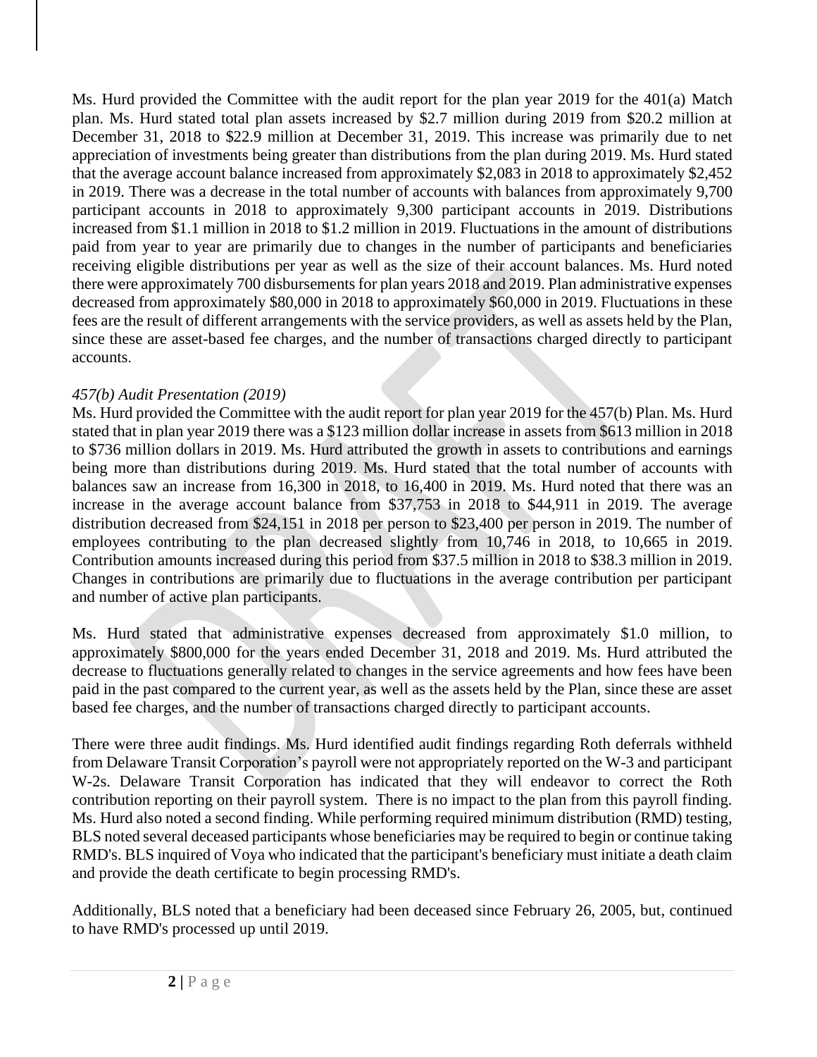Ms. Hurd provided the Committee with the audit report for the plan year 2019 for the 401(a) Match plan. Ms. Hurd stated total plan assets increased by $2.7 million during 2019 from $20.2 million at December 31, 2018 to $22.9 million at December 31, 2019. This increase was primarily due to net appreciation of investments being greater than distributions from the plan during 2019. Ms. Hurd stated that the average account balance increased from approximately $2,083 in 2018 to approximately $2,452 in 2019. There was a decrease in the total number of accounts with balances from approximately 9,700 participant accounts in 2018 to approximately 9,300 participant accounts in 2019. Distributions increased from $1.1 million in 2018 to $1.2 million in 2019. Fluctuations in the amount of distributions paid from year to year are primarily due to changes in the number of participants and beneficiaries receiving eligible distributions per year as well as the size of their account balances. Ms. Hurd noted there were approximately 700 disbursements for plan years 2018 and 2019. Plan administrative expenses decreased from approximately $80,000 in 2018 to approximately $60,000 in 2019. Fluctuations in these fees are the result of different arrangements with the service providers, as well as assets held by the Plan, since these are asset-based fee charges, and the number of transactions charged directly to participant accounts.

*457(b) Audit Presentation (2019)*

Ms. Hurd provided the Committee with the audit report for plan year 2019 for the 457(b) Plan. Ms. Hurd stated that in plan year 2019 there was a $123 million dollar increase in assets from $613 million in 2018 to $736 million dollars in 2019. Ms. Hurd attributed the growth in assets to contributions and earnings being more than distributions during 2019. Ms. Hurd stated that the total number of accounts with balances saw an increase from 16,300 in 2018, to 16,400 in 2019. Ms. Hurd noted that there was an increase in the average account balance from $37,753 in 2018 to $44,911 in 2019. The average distribution decreased from $24,151 in 2018 per person to $23,400 per person in 2019. The number of employees contributing to the plan decreased slightly from 10,746 in 2018, to 10,665 in 2019. Contribution amounts increased during this period from $37.5 million in 2018 to $38.3 million in 2019. Changes in contributions are primarily due to fluctuations in the average contribution per participant and number of active plan participants.

Ms. Hurd stated that administrative expenses decreased from approximately $1.0 million, to approximately $800,000 for the years ended December 31, 2018 and 2019. Ms. Hurd attributed the decrease to fluctuations generally related to changes in the service agreements and how fees have been paid in the past compared to the current year, as well as the assets held by the Plan, since these are asset based fee charges, and the number of transactions charged directly to participant accounts.

There were three audit findings. Ms. Hurd identified audit findings regarding Roth deferrals withheld from Delaware Transit Corporation's payroll were not appropriately reported on the W-3 and participant W-2s. Delaware Transit Corporation has indicated that they will endeavor to correct the Roth contribution reporting on their payroll system. There is no impact to the plan from this payroll finding. Ms. Hurd also noted a second finding. While performing required minimum distribution (RMD) testing, BLS noted several deceased participants whose beneficiaries may be required to begin or continue taking RMD's. BLS inquired of Voya who indicated that the participant's beneficiary must initiate a death claim and provide the death certificate to begin processing RMD's.

Additionally, BLS noted that a beneficiary had been deceased since February 26, 2005, but, continued to have RMD's processed up until 2019.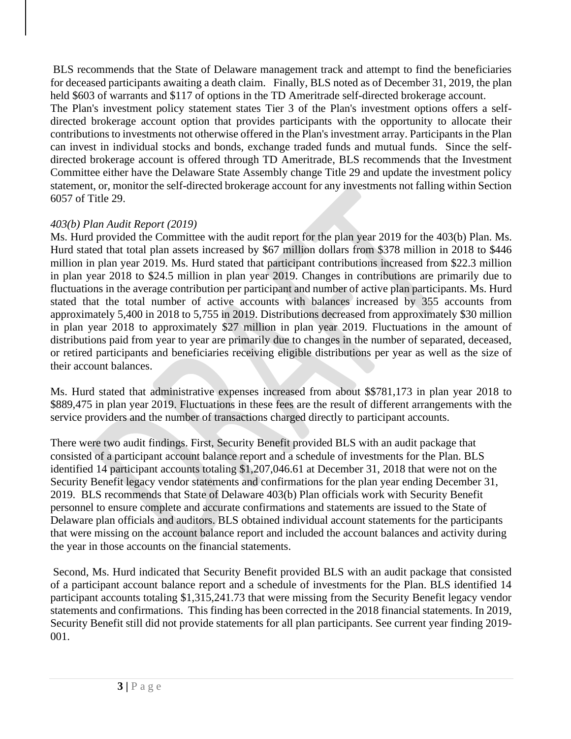BLS recommends that the State of Delaware management track and attempt to find the beneficiaries for deceased participants awaiting a death claim. Finally, BLS noted as of December 31, 2019, the plan held $603 of warrants and $117 of options in the TD Ameritrade self-directed brokerage account. The Plan's investment policy statement states Tier 3 of the Plan's investment options offers a self-directed brokerage account option that provides participants with the opportunity to allocate their contributions to investments not otherwise offered in the Plan's investment array. Participants in the Plan can invest in individual stocks and bonds, exchange traded funds and mutual funds. Since the self-directed brokerage account is offered through TD Ameritrade, BLS recommends that the Investment Committee either have the Delaware State Assembly change Title 29 and update the investment policy statement, or, monitor the self-directed brokerage account for any investments not falling within Section 6057 of Title 29.

*403(b) Plan Audit Report (2019)*

Ms. Hurd provided the Committee with the audit report for the plan year 2019 for the 403(b) Plan. Ms. Hurd stated that total plan assets increased by $67 million dollars from $378 million in 2018 to $446 million in plan year 2019. Ms. Hurd stated that participant contributions increased from $22.3 million in plan year 2018 to $24.5 million in plan year 2019. Changes in contributions are primarily due to fluctuations in the average contribution per participant and number of active plan participants. Ms. Hurd stated that the total number of active accounts with balances increased by 355 accounts from approximately 5,400 in 2018 to 5,755 in 2019. Distributions decreased from approximately $30 million in plan year 2018 to approximately $27 million in plan year 2019. Fluctuations in the amount of distributions paid from year to year are primarily due to changes in the number of separated, deceased, or retired participants and beneficiaries receiving eligible distributions per year as well as the size of their account balances.

Ms. Hurd stated that administrative expenses increased from about $$781,173 in plan year 2018 to $889,475 in plan year 2019. Fluctuations in these fees are the result of different arrangements with the service providers and the number of transactions charged directly to participant accounts.

There were two audit findings. First, Security Benefit provided BLS with an audit package that consisted of a participant account balance report and a schedule of investments for the Plan. BLS identified 14 participant accounts totaling $1,207,046.61 at December 31, 2018 that were not on the Security Benefit legacy vendor statements and confirmations for the plan year ending December 31, 2019. BLS recommends that State of Delaware 403(b) Plan officials work with Security Benefit personnel to ensure complete and accurate confirmations and statements are issued to the State of Delaware plan officials and auditors. BLS obtained individual account statements for the participants that were missing on the account balance report and included the account balances and activity during the year in those accounts on the financial statements.

Second, Ms. Hurd indicated that Security Benefit provided BLS with an audit package that consisted of a participant account balance report and a schedule of investments for the Plan. BLS identified 14 participant accounts totaling $1,315,241.73 that were missing from the Security Benefit legacy vendor statements and confirmations. This finding has been corrected in the 2018 financial statements. In 2019, Security Benefit still did not provide statements for all plan participants. See current year finding 2019-001.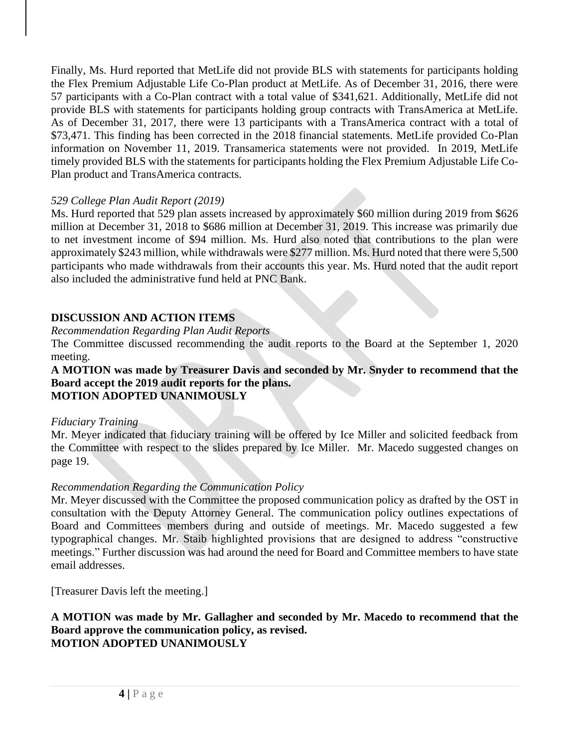Finally, Ms. Hurd reported that MetLife did not provide BLS with statements for participants holding the Flex Premium Adjustable Life Co-Plan product at MetLife. As of December 31, 2016, there were 57 participants with a Co-Plan contract with a total value of $341,621. Additionally, MetLife did not provide BLS with statements for participants holding group contracts with TransAmerica at MetLife. As of December 31, 2017, there were 13 participants with a TransAmerica contract with a total of $73,471. This finding has been corrected in the 2018 financial statements. MetLife provided Co-Plan information on November 11, 2019. Transamerica statements were not provided. In 2019, MetLife timely provided BLS with the statements for participants holding the Flex Premium Adjustable Life Co-Plan product and TransAmerica contracts.

*529 College Plan Audit Report (2019)*

Ms. Hurd reported that 529 plan assets increased by approximately $60 million during 2019 from $626 million at December 31, 2018 to $686 million at December 31, 2019. This increase was primarily due to net investment income of $94 million. Ms. Hurd also noted that contributions to the plan were approximately $243 million, while withdrawals were $277 million. Ms. Hurd noted that there were 5,500 participants who made withdrawals from their accounts this year. Ms. Hurd noted that the audit report also included the administrative fund held at PNC Bank.

**DISCUSSION AND ACTION ITEMS**

*Recommendation Regarding Plan Audit Reports*

The Committee discussed recommending the audit reports to the Board at the September 1, 2020 meeting.

**A MOTION was made by Treasurer Davis and seconded by Mr. Snyder to recommend that the Board accept the 2019 audit reports for the plans.**
**MOTION ADOPTED UNANIMOUSLY**

*Fiduciary Training*

Mr. Meyer indicated that fiduciary training will be offered by Ice Miller and solicited feedback from the Committee with respect to the slides prepared by Ice Miller. Mr. Macedo suggested changes on page 19.

*Recommendation Regarding the Communication Policy*

Mr. Meyer discussed with the Committee the proposed communication policy as drafted by the OST in consultation with the Deputy Attorney General. The communication policy outlines expectations of Board and Committees members during and outside of meetings. Mr. Macedo suggested a few typographical changes. Mr. Staib highlighted provisions that are designed to address "constructive meetings." Further discussion was had around the need for Board and Committee members to have state email addresses.

[Treasurer Davis left the meeting.]

**A MOTION was made by Mr. Gallagher and seconded by Mr. Macedo to recommend that the Board approve the communication policy, as revised.**
**MOTION ADOPTED UNANIMOUSLY**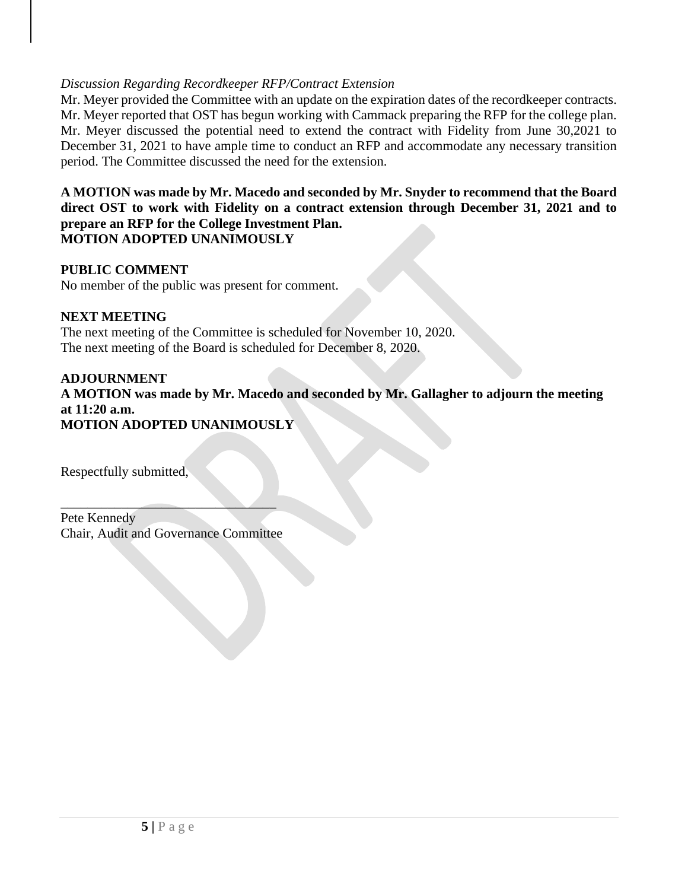*Discussion Regarding Recordkeeper RFP/Contract Extension*

Mr. Meyer provided the Committee with an update on the expiration dates of the recordkeeper contracts. Mr. Meyer reported that OST has begun working with Cammack preparing the RFP for the college plan. Mr. Meyer discussed the potential need to extend the contract with Fidelity from June 30,2021 to December 31, 2021 to have ample time to conduct an RFP and accommodate any necessary transition period. The Committee discussed the need for the extension.

**A MOTION was made by Mr. Macedo and seconded by Mr. Snyder to recommend that the Board direct OST to work with Fidelity on a contract extension through December 31, 2021 and to prepare an RFP for the College Investment Plan.**
**MOTION ADOPTED UNANIMOUSLY**

**PUBLIC COMMENT**

No member of the public was present for comment.

**NEXT MEETING**

The next meeting of the Committee is scheduled for November 10, 2020.
The next meeting of the Board is scheduled for December 8, 2020.

**ADJOURNMENT**

**A MOTION was made by Mr. Macedo and seconded by Mr. Gallagher to adjourn the meeting at 11:20 a.m.**
**MOTION ADOPTED UNANIMOUSLY**

Respectfully submitted,

_________________________________
Pete Kennedy
Chair, Audit and Governance Committee